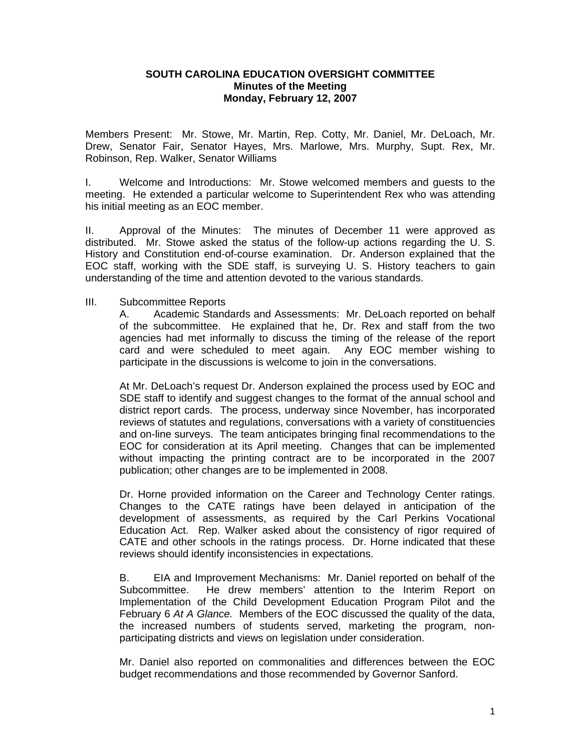**SOUTH CAROLINA EDUCATION OVERSIGHT COMMITTEE**
**Minutes of the Meeting**
**Monday, February 12, 2007**

Members Present: Mr. Stowe, Mr. Martin, Rep. Cotty, Mr. Daniel, Mr. DeLoach, Mr. Drew, Senator Fair, Senator Hayes, Mrs. Marlowe, Mrs. Murphy, Supt. Rex, Mr. Robinson, Rep. Walker, Senator Williams

I. Welcome and Introductions: Mr. Stowe welcomed members and guests to the meeting. He extended a particular welcome to Superintendent Rex who was attending his initial meeting as an EOC member.

II. Approval of the Minutes: The minutes of December 11 were approved as distributed. Mr. Stowe asked the status of the follow-up actions regarding the U. S. History and Constitution end-of-course examination. Dr. Anderson explained that the EOC staff, working with the SDE staff, is surveying U. S. History teachers to gain understanding of the time and attention devoted to the various standards.

III. Subcommittee Reports

A. Academic Standards and Assessments: Mr. DeLoach reported on behalf of the subcommittee. He explained that he, Dr. Rex and staff from the two agencies had met informally to discuss the timing of the release of the report card and were scheduled to meet again. Any EOC member wishing to participate in the discussions is welcome to join in the conversations.

At Mr. DeLoach's request Dr. Anderson explained the process used by EOC and SDE staff to identify and suggest changes to the format of the annual school and district report cards. The process, underway since November, has incorporated reviews of statutes and regulations, conversations with a variety of constituencies and on-line surveys. The team anticipates bringing final recommendations to the EOC for consideration at its April meeting. Changes that can be implemented without impacting the printing contract are to be incorporated in the 2007 publication; other changes are to be implemented in 2008.

Dr. Horne provided information on the Career and Technology Center ratings. Changes to the CATE ratings have been delayed in anticipation of the development of assessments, as required by the Carl Perkins Vocational Education Act. Rep. Walker asked about the consistency of rigor required of CATE and other schools in the ratings process. Dr. Horne indicated that these reviews should identify inconsistencies in expectations.

B. EIA and Improvement Mechanisms: Mr. Daniel reported on behalf of the Subcommittee. He drew members' attention to the Interim Report on Implementation of the Child Development Education Program Pilot and the February 6 *At A Glance.* Members of the EOC discussed the quality of the data, the increased numbers of students served, marketing the program, non-participating districts and views on legislation under consideration.

Mr. Daniel also reported on commonalities and differences between the EOC budget recommendations and those recommended by Governor Sanford.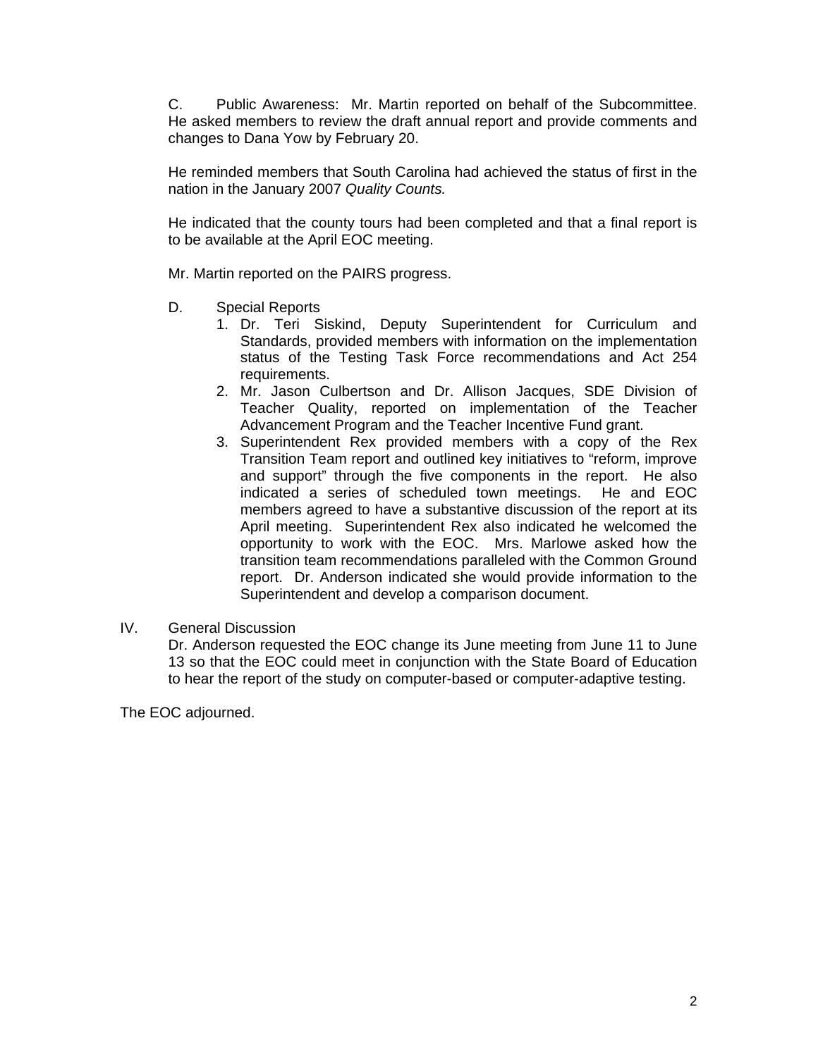C. Public Awareness: Mr. Martin reported on behalf of the Subcommittee. He asked members to review the draft annual report and provide comments and changes to Dana Yow by February 20.

He reminded members that South Carolina had achieved the status of first in the nation in the January 2007 *Quality Counts.*

He indicated that the county tours had been completed and that a final report is to be available at the April EOC meeting.

Mr. Martin reported on the PAIRS progress.

D. Special Reports

1. Dr. Teri Siskind, Deputy Superintendent for Curriculum and Standards, provided members with information on the implementation status of the Testing Task Force recommendations and Act 254 requirements.
2. Mr. Jason Culbertson and Dr. Allison Jacques, SDE Division of Teacher Quality, reported on implementation of the Teacher Advancement Program and the Teacher Incentive Fund grant.
3. Superintendent Rex provided members with a copy of the Rex Transition Team report and outlined key initiatives to "reform, improve and support" through the five components in the report. He also indicated a series of scheduled town meetings. He and EOC members agreed to have a substantive discussion of the report at its April meeting. Superintendent Rex also indicated he welcomed the opportunity to work with the EOC. Mrs. Marlowe asked how the transition team recommendations paralleled with the Common Ground report. Dr. Anderson indicated she would provide information to the Superintendent and develop a comparison document.

IV. General Discussion

Dr. Anderson requested the EOC change its June meeting from June 11 to June 13 so that the EOC could meet in conjunction with the State Board of Education to hear the report of the study on computer-based or computer-adaptive testing.

The EOC adjourned.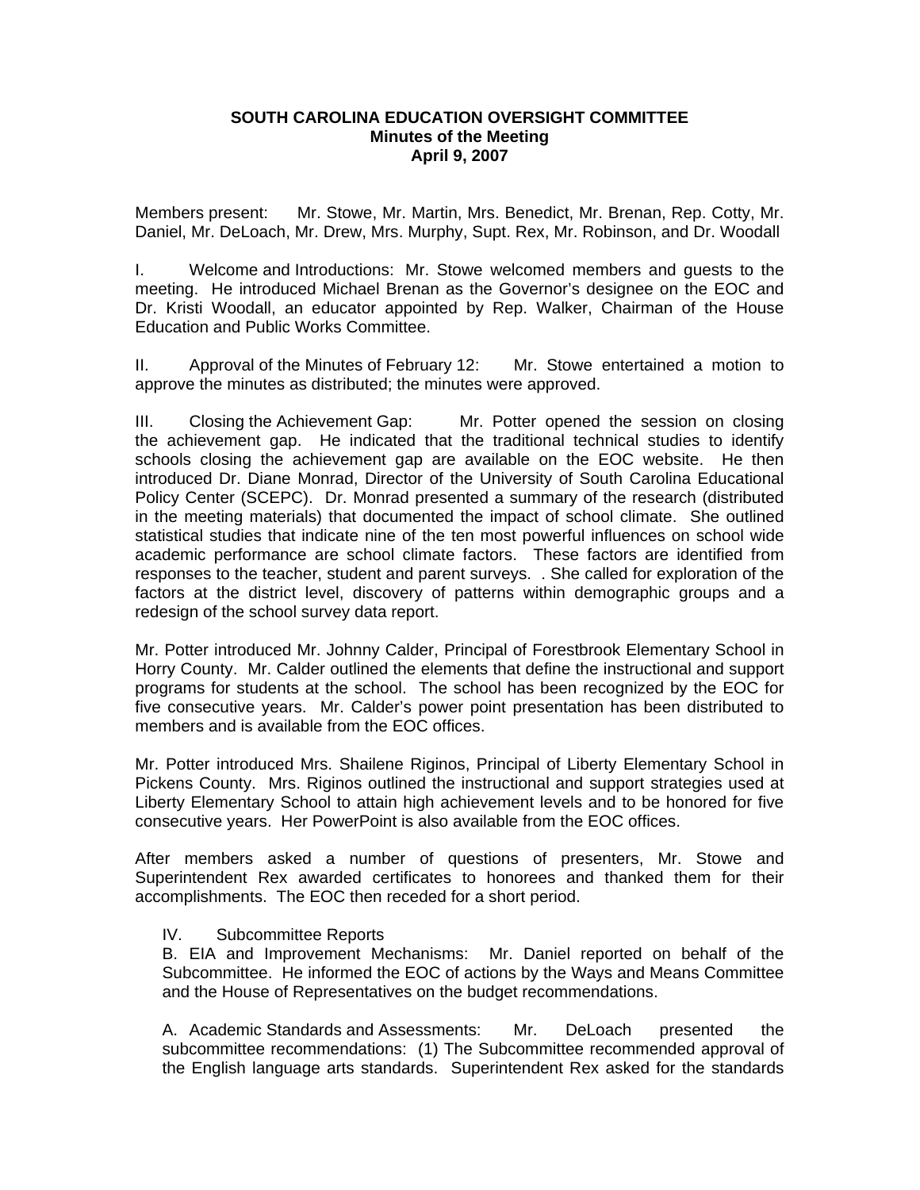**SOUTH CAROLINA EDUCATION OVERSIGHT COMMITTEE**
**Minutes of the Meeting**
**April 9, 2007**

Members present: Mr. Stowe, Mr. Martin, Mrs. Benedict, Mr. Brenan, Rep. Cotty, Mr. Daniel, Mr. DeLoach, Mr. Drew, Mrs. Murphy, Supt. Rex, Mr. Robinson, and Dr. Woodall

I. Welcome and Introductions: Mr. Stowe welcomed members and guests to the meeting. He introduced Michael Brenan as the Governor's designee on the EOC and Dr. Kristi Woodall, an educator appointed by Rep. Walker, Chairman of the House Education and Public Works Committee.

II. Approval of the Minutes of February 12: Mr. Stowe entertained a motion to approve the minutes as distributed; the minutes were approved.

III. Closing the Achievement Gap: Mr. Potter opened the session on closing the achievement gap. He indicated that the traditional technical studies to identify schools closing the achievement gap are available on the EOC website. He then introduced Dr. Diane Monrad, Director of the University of South Carolina Educational Policy Center (SCEPC). Dr. Monrad presented a summary of the research (distributed in the meeting materials) that documented the impact of school climate. She outlined statistical studies that indicate nine of the ten most powerful influences on school wide academic performance are school climate factors. These factors are identified from responses to the teacher, student and parent surveys. . She called for exploration of the factors at the district level, discovery of patterns within demographic groups and a redesign of the school survey data report.

Mr. Potter introduced Mr. Johnny Calder, Principal of Forestbrook Elementary School in Horry County. Mr. Calder outlined the elements that define the instructional and support programs for students at the school. The school has been recognized by the EOC for five consecutive years. Mr. Calder's power point presentation has been distributed to members and is available from the EOC offices.

Mr. Potter introduced Mrs. Shailene Riginos, Principal of Liberty Elementary School in Pickens County. Mrs. Riginos outlined the instructional and support strategies used at Liberty Elementary School to attain high achievement levels and to be honored for five consecutive years. Her PowerPoint is also available from the EOC offices.

After members asked a number of questions of presenters, Mr. Stowe and Superintendent Rex awarded certificates to honorees and thanked them for their accomplishments. The EOC then receded for a short period.

IV. Subcommittee Reports

B. EIA and Improvement Mechanisms: Mr. Daniel reported on behalf of the Subcommittee. He informed the EOC of actions by the Ways and Means Committee and the House of Representatives on the budget recommendations.

A. Academic Standards and Assessments: Mr. DeLoach presented the subcommittee recommendations: (1) The Subcommittee recommended approval of the English language arts standards. Superintendent Rex asked for the standards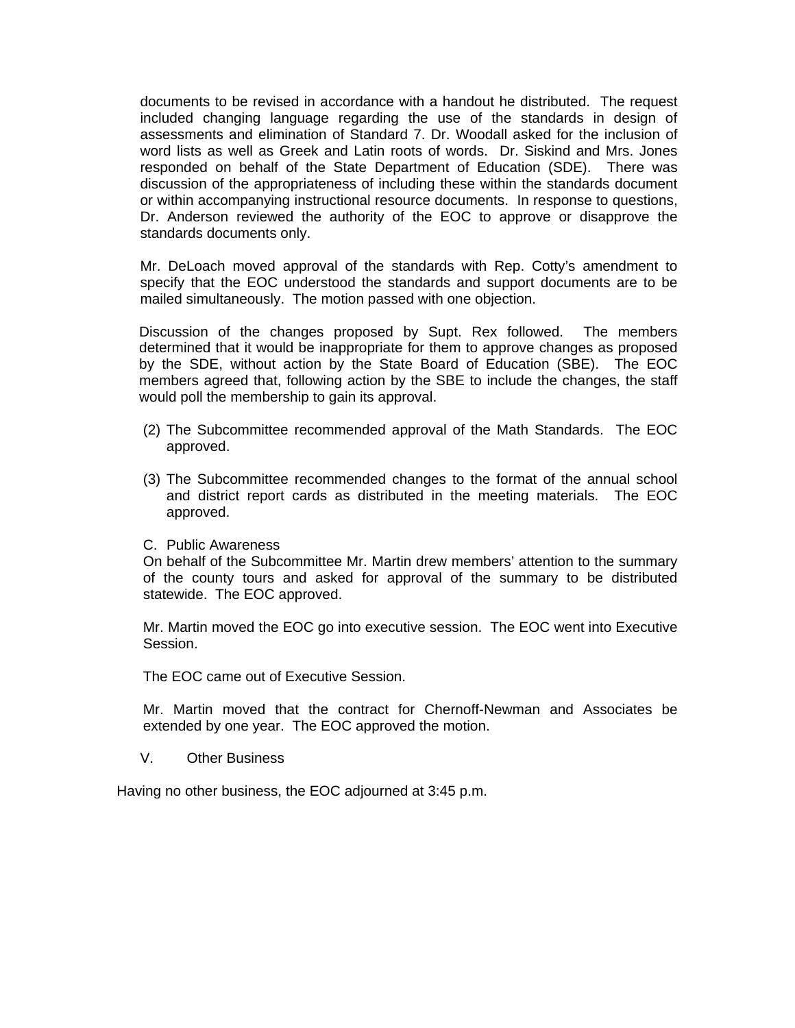documents to be revised in accordance with a handout he distributed. The request included changing language regarding the use of the standards in design of assessments and elimination of Standard 7. Dr. Woodall asked for the inclusion of word lists as well as Greek and Latin roots of words. Dr. Siskind and Mrs. Jones responded on behalf of the State Department of Education (SDE). There was discussion of the appropriateness of including these within the standards document or within accompanying instructional resource documents. In response to questions, Dr. Anderson reviewed the authority of the EOC to approve or disapprove the standards documents only.

Mr. DeLoach moved approval of the standards with Rep. Cotty's amendment to specify that the EOC understood the standards and support documents are to be mailed simultaneously. The motion passed with one objection.

Discussion of the changes proposed by Supt. Rex followed. The members determined that it would be inappropriate for them to approve changes as proposed by the SDE, without action by the State Board of Education (SBE). The EOC members agreed that, following action by the SBE to include the changes, the staff would poll the membership to gain its approval.

(2) The Subcommittee recommended approval of the Math Standards. The EOC approved.

(3) The Subcommittee recommended changes to the format of the annual school and district report cards as distributed in the meeting materials. The EOC approved.

C. Public Awareness

On behalf of the Subcommittee Mr. Martin drew members' attention to the summary of the county tours and asked for approval of the summary to be distributed statewide. The EOC approved.

Mr. Martin moved the EOC go into executive session. The EOC went into Executive Session.

The EOC came out of Executive Session.

Mr. Martin moved that the contract for Chernoff-Newman and Associates be extended by one year. The EOC approved the motion.

V. Other Business

Having no other business, the EOC adjourned at 3:45 p.m.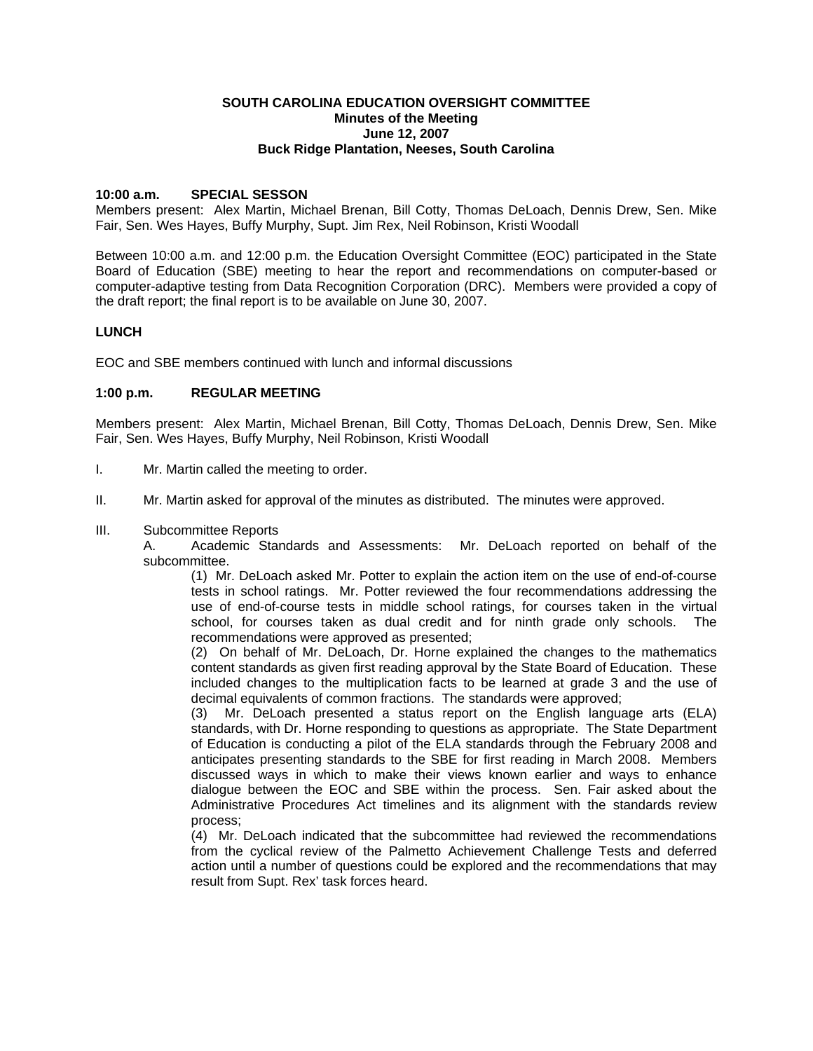**SOUTH CAROLINA EDUCATION OVERSIGHT COMMITTEE**
**Minutes of the Meeting**
**June 12, 2007**
**Buck Ridge Plantation, Neeses, South Carolina**

**10:00 a.m. SPECIAL SESSON**

Members present: Alex Martin, Michael Brenan, Bill Cotty, Thomas DeLoach, Dennis Drew, Sen. Mike Fair, Sen. Wes Hayes, Buffy Murphy, Supt. Jim Rex, Neil Robinson, Kristi Woodall

Between 10:00 a.m. and 12:00 p.m. the Education Oversight Committee (EOC) participated in the State Board of Education (SBE) meeting to hear the report and recommendations on computer-based or computer-adaptive testing from Data Recognition Corporation (DRC). Members were provided a copy of the draft report; the final report is to be available on June 30, 2007.

**LUNCH**

EOC and SBE members continued with lunch and informal discussions

**1:00 p.m. REGULAR MEETING**

Members present: Alex Martin, Michael Brenan, Bill Cotty, Thomas DeLoach, Dennis Drew, Sen. Mike Fair, Sen. Wes Hayes, Buffy Murphy, Neil Robinson, Kristi Woodall

I. Mr. Martin called the meeting to order.

II. Mr. Martin asked for approval of the minutes as distributed. The minutes were approved.

III. Subcommittee Reports

A. Academic Standards and Assessments: Mr. DeLoach reported on behalf of the subcommittee.

(1) Mr. DeLoach asked Mr. Potter to explain the action item on the use of end-of-course tests in school ratings. Mr. Potter reviewed the four recommendations addressing the use of end-of-course tests in middle school ratings, for courses taken in the virtual school, for courses taken as dual credit and for ninth grade only schools. The recommendations were approved as presented;

(2) On behalf of Mr. DeLoach, Dr. Horne explained the changes to the mathematics content standards as given first reading approval by the State Board of Education. These included changes to the multiplication facts to be learned at grade 3 and the use of decimal equivalents of common fractions. The standards were approved;

(3) Mr. DeLoach presented a status report on the English language arts (ELA) standards, with Dr. Horne responding to questions as appropriate. The State Department of Education is conducting a pilot of the ELA standards through the February 2008 and anticipates presenting standards to the SBE for first reading in March 2008. Members discussed ways in which to make their views known earlier and ways to enhance dialogue between the EOC and SBE within the process. Sen. Fair asked about the Administrative Procedures Act timelines and its alignment with the standards review process;

(4) Mr. DeLoach indicated that the subcommittee had reviewed the recommendations from the cyclical review of the Palmetto Achievement Challenge Tests and deferred action until a number of questions could be explored and the recommendations that may result from Supt. Rex' task forces heard.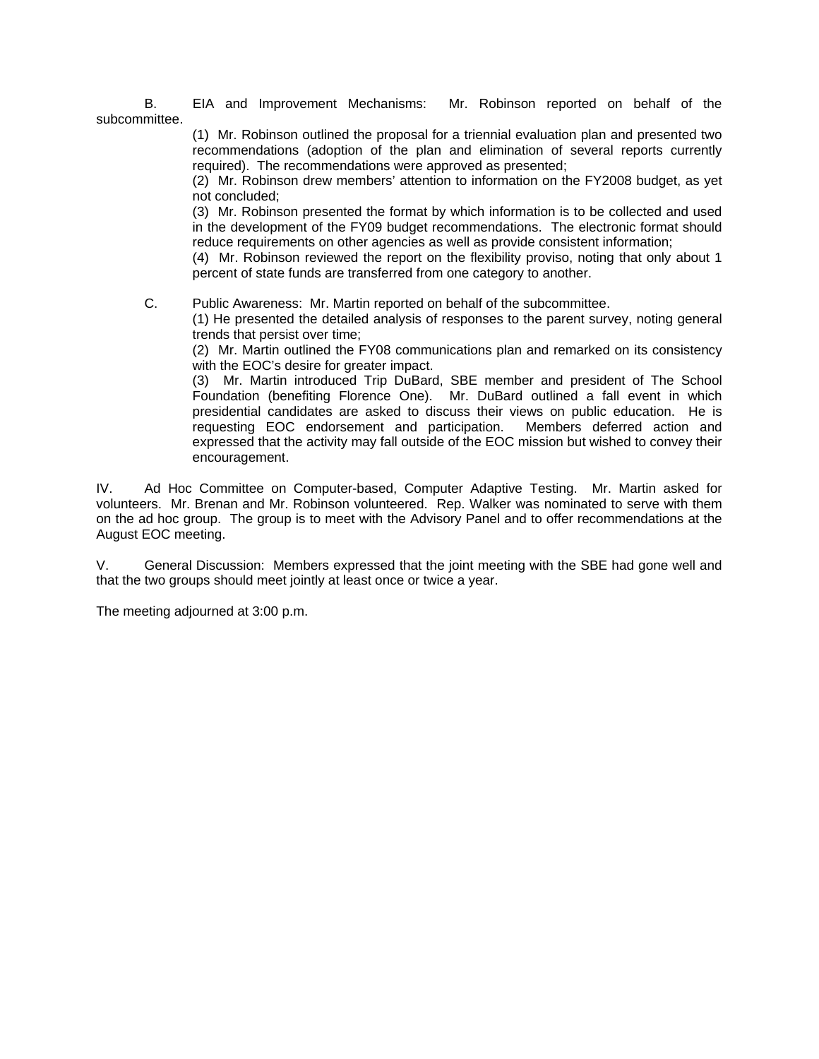B. EIA and Improvement Mechanisms: Mr. Robinson reported on behalf of the subcommittee.

(1) Mr. Robinson outlined the proposal for a triennial evaluation plan and presented two recommendations (adoption of the plan and elimination of several reports currently required). The recommendations were approved as presented;

(2) Mr. Robinson drew members' attention to information on the FY2008 budget, as yet not concluded;

(3) Mr. Robinson presented the format by which information is to be collected and used in the development of the FY09 budget recommendations. The electronic format should reduce requirements on other agencies as well as provide consistent information;

(4) Mr. Robinson reviewed the report on the flexibility proviso, noting that only about 1 percent of state funds are transferred from one category to another.

C. Public Awareness: Mr. Martin reported on behalf of the subcommittee.

(1) He presented the detailed analysis of responses to the parent survey, noting general trends that persist over time;

(2) Mr. Martin outlined the FY08 communications plan and remarked on its consistency with the EOC's desire for greater impact.

(3) Mr. Martin introduced Trip DuBard, SBE member and president of The School Foundation (benefiting Florence One). Mr. DuBard outlined a fall event in which presidential candidates are asked to discuss their views on public education. He is requesting EOC endorsement and participation. Members deferred action and expressed that the activity may fall outside of the EOC mission but wished to convey their encouragement.

IV. Ad Hoc Committee on Computer-based, Computer Adaptive Testing. Mr. Martin asked for volunteers. Mr. Brenan and Mr. Robinson volunteered. Rep. Walker was nominated to serve with them on the ad hoc group. The group is to meet with the Advisory Panel and to offer recommendations at the August EOC meeting.

V. General Discussion: Members expressed that the joint meeting with the SBE had gone well and that the two groups should meet jointly at least once or twice a year.

The meeting adjourned at 3:00 p.m.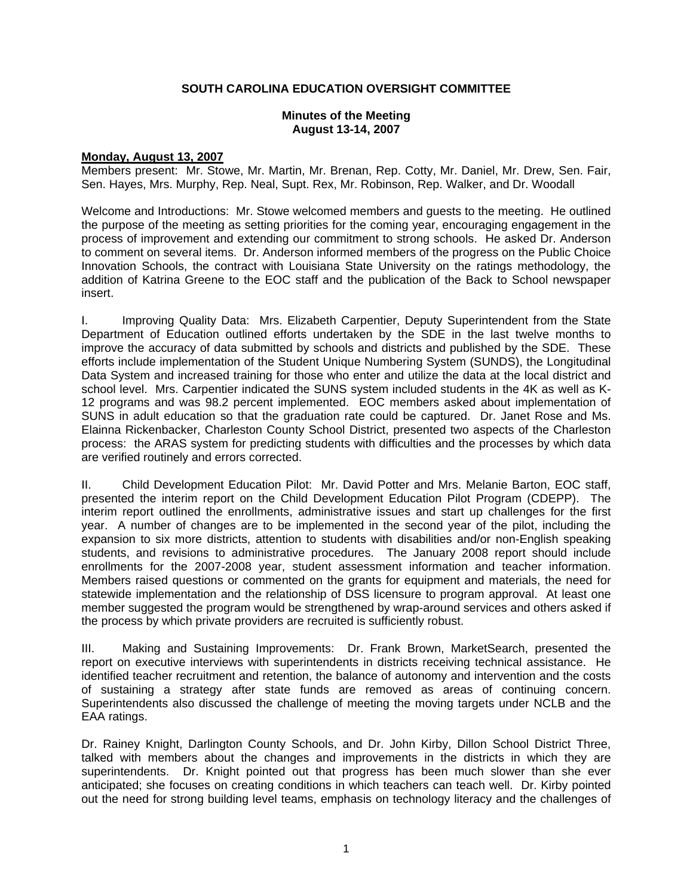**SOUTH CAROLINA EDUCATION OVERSIGHT COMMITTEE**

**Minutes of the Meeting**
**August 13-14, 2007**

**Monday, August 13, 2007**

Members present: Mr. Stowe, Mr. Martin, Mr. Brenan, Rep. Cotty, Mr. Daniel, Mr. Drew, Sen. Fair, Sen. Hayes, Mrs. Murphy, Rep. Neal, Supt. Rex, Mr. Robinson, Rep. Walker, and Dr. Woodall

Welcome and Introductions: Mr. Stowe welcomed members and guests to the meeting. He outlined the purpose of the meeting as setting priorities for the coming year, encouraging engagement in the process of improvement and extending our commitment to strong schools. He asked Dr. Anderson to comment on several items. Dr. Anderson informed members of the progress on the Public Choice Innovation Schools, the contract with Louisiana State University on the ratings methodology, the addition of Katrina Greene to the EOC staff and the publication of the Back to School newspaper insert.

I. Improving Quality Data: Mrs. Elizabeth Carpentier, Deputy Superintendent from the State Department of Education outlined efforts undertaken by the SDE in the last twelve months to improve the accuracy of data submitted by schools and districts and published by the SDE. These efforts include implementation of the Student Unique Numbering System (SUNDS), the Longitudinal Data System and increased training for those who enter and utilize the data at the local district and school level. Mrs. Carpentier indicated the SUNS system included students in the 4K as well as K-12 programs and was 98.2 percent implemented. EOC members asked about implementation of SUNS in adult education so that the graduation rate could be captured. Dr. Janet Rose and Ms. Elainna Rickenbacker, Charleston County School District, presented two aspects of the Charleston process: the ARAS system for predicting students with difficulties and the processes by which data are verified routinely and errors corrected.

II. Child Development Education Pilot: Mr. David Potter and Mrs. Melanie Barton, EOC staff, presented the interim report on the Child Development Education Pilot Program (CDEPP). The interim report outlined the enrollments, administrative issues and start up challenges for the first year. A number of changes are to be implemented in the second year of the pilot, including the expansion to six more districts, attention to students with disabilities and/or non-English speaking students, and revisions to administrative procedures. The January 2008 report should include enrollments for the 2007-2008 year, student assessment information and teacher information. Members raised questions or commented on the grants for equipment and materials, the need for statewide implementation and the relationship of DSS licensure to program approval. At least one member suggested the program would be strengthened by wrap-around services and others asked if the process by which private providers are recruited is sufficiently robust.

III. Making and Sustaining Improvements: Dr. Frank Brown, MarketSearch, presented the report on executive interviews with superintendents in districts receiving technical assistance. He identified teacher recruitment and retention, the balance of autonomy and intervention and the costs of sustaining a strategy after state funds are removed as areas of continuing concern. Superintendents also discussed the challenge of meeting the moving targets under NCLB and the EAA ratings.

Dr. Rainey Knight, Darlington County Schools, and Dr. John Kirby, Dillon School District Three, talked with members about the changes and improvements in the districts in which they are superintendents. Dr. Knight pointed out that progress has been much slower than she ever anticipated; she focuses on creating conditions in which teachers can teach well. Dr. Kirby pointed out the need for strong building level teams, emphasis on technology literacy and the challenges of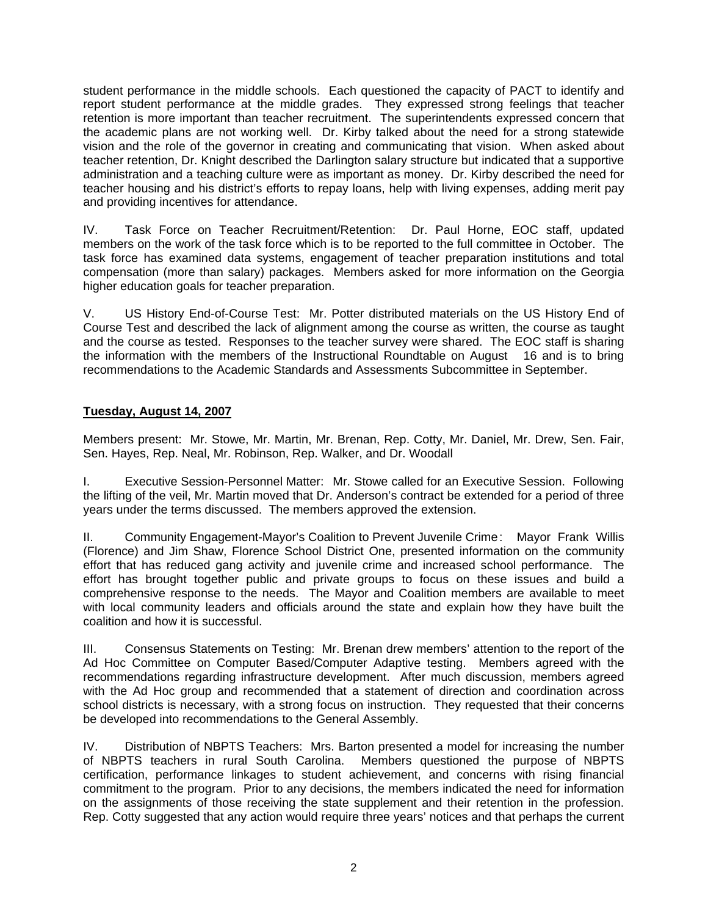student performance in the middle schools. Each questioned the capacity of PACT to identify and report student performance at the middle grades. They expressed strong feelings that teacher retention is more important than teacher recruitment. The superintendents expressed concern that the academic plans are not working well. Dr. Kirby talked about the need for a strong statewide vision and the role of the governor in creating and communicating that vision. When asked about teacher retention, Dr. Knight described the Darlington salary structure but indicated that a supportive administration and a teaching culture were as important as money. Dr. Kirby described the need for teacher housing and his district's efforts to repay loans, help with living expenses, adding merit pay and providing incentives for attendance.

IV. Task Force on Teacher Recruitment/Retention: Dr. Paul Horne, EOC staff, updated members on the work of the task force which is to be reported to the full committee in October. The task force has examined data systems, engagement of teacher preparation institutions and total compensation (more than salary) packages. Members asked for more information on the Georgia higher education goals for teacher preparation.

V. US History End-of-Course Test: Mr. Potter distributed materials on the US History End of Course Test and described the lack of alignment among the course as written, the course as taught and the course as tested. Responses to the teacher survey were shared. The EOC staff is sharing the information with the members of the Instructional Roundtable on August 16 and is to bring recommendations to the Academic Standards and Assessments Subcommittee in September.

**Tuesday, August 14, 2007**

Members present: Mr. Stowe, Mr. Martin, Mr. Brenan, Rep. Cotty, Mr. Daniel, Mr. Drew, Sen. Fair, Sen. Hayes, Rep. Neal, Mr. Robinson, Rep. Walker, and Dr. Woodall

I. Executive Session-Personnel Matter: Mr. Stowe called for an Executive Session. Following the lifting of the veil, Mr. Martin moved that Dr. Anderson's contract be extended for a period of three years under the terms discussed. The members approved the extension.

II. Community Engagement-Mayor's Coalition to Prevent Juvenile Crime: Mayor Frank Willis (Florence) and Jim Shaw, Florence School District One, presented information on the community effort that has reduced gang activity and juvenile crime and increased school performance. The effort has brought together public and private groups to focus on these issues and build a comprehensive response to the needs. The Mayor and Coalition members are available to meet with local community leaders and officials around the state and explain how they have built the coalition and how it is successful.

III. Consensus Statements on Testing: Mr. Brenan drew members' attention to the report of the Ad Hoc Committee on Computer Based/Computer Adaptive testing. Members agreed with the recommendations regarding infrastructure development. After much discussion, members agreed with the Ad Hoc group and recommended that a statement of direction and coordination across school districts is necessary, with a strong focus on instruction. They requested that their concerns be developed into recommendations to the General Assembly.

IV. Distribution of NBPTS Teachers: Mrs. Barton presented a model for increasing the number of NBPTS teachers in rural South Carolina. Members questioned the purpose of NBPTS certification, performance linkages to student achievement, and concerns with rising financial commitment to the program. Prior to any decisions, the members indicated the need for information on the assignments of those receiving the state supplement and their retention in the profession. Rep. Cotty suggested that any action would require three years' notices and that perhaps the current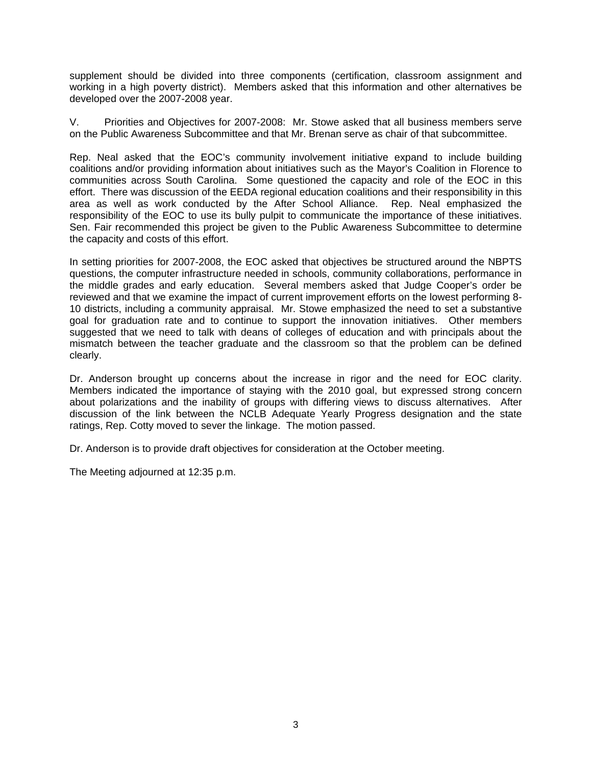supplement should be divided into three components (certification, classroom assignment and working in a high poverty district). Members asked that this information and other alternatives be developed over the 2007-2008 year.

V. Priorities and Objectives for 2007-2008: Mr. Stowe asked that all business members serve on the Public Awareness Subcommittee and that Mr. Brenan serve as chair of that subcommittee.

Rep. Neal asked that the EOC's community involvement initiative expand to include building coalitions and/or providing information about initiatives such as the Mayor's Coalition in Florence to communities across South Carolina. Some questioned the capacity and role of the EOC in this effort. There was discussion of the EEDA regional education coalitions and their responsibility in this area as well as work conducted by the After School Alliance. Rep. Neal emphasized the responsibility of the EOC to use its bully pulpit to communicate the importance of these initiatives. Sen. Fair recommended this project be given to the Public Awareness Subcommittee to determine the capacity and costs of this effort.

In setting priorities for 2007-2008, the EOC asked that objectives be structured around the NBPTS questions, the computer infrastructure needed in schools, community collaborations, performance in the middle grades and early education. Several members asked that Judge Cooper's order be reviewed and that we examine the impact of current improvement efforts on the lowest performing 8-10 districts, including a community appraisal. Mr. Stowe emphasized the need to set a substantive goal for graduation rate and to continue to support the innovation initiatives. Other members suggested that we need to talk with deans of colleges of education and with principals about the mismatch between the teacher graduate and the classroom so that the problem can be defined clearly.

Dr. Anderson brought up concerns about the increase in rigor and the need for EOC clarity. Members indicated the importance of staying with the 2010 goal, but expressed strong concern about polarizations and the inability of groups with differing views to discuss alternatives. After discussion of the link between the NCLB Adequate Yearly Progress designation and the state ratings, Rep. Cotty moved to sever the linkage. The motion passed.

Dr. Anderson is to provide draft objectives for consideration at the October meeting.

The Meeting adjourned at 12:35 p.m.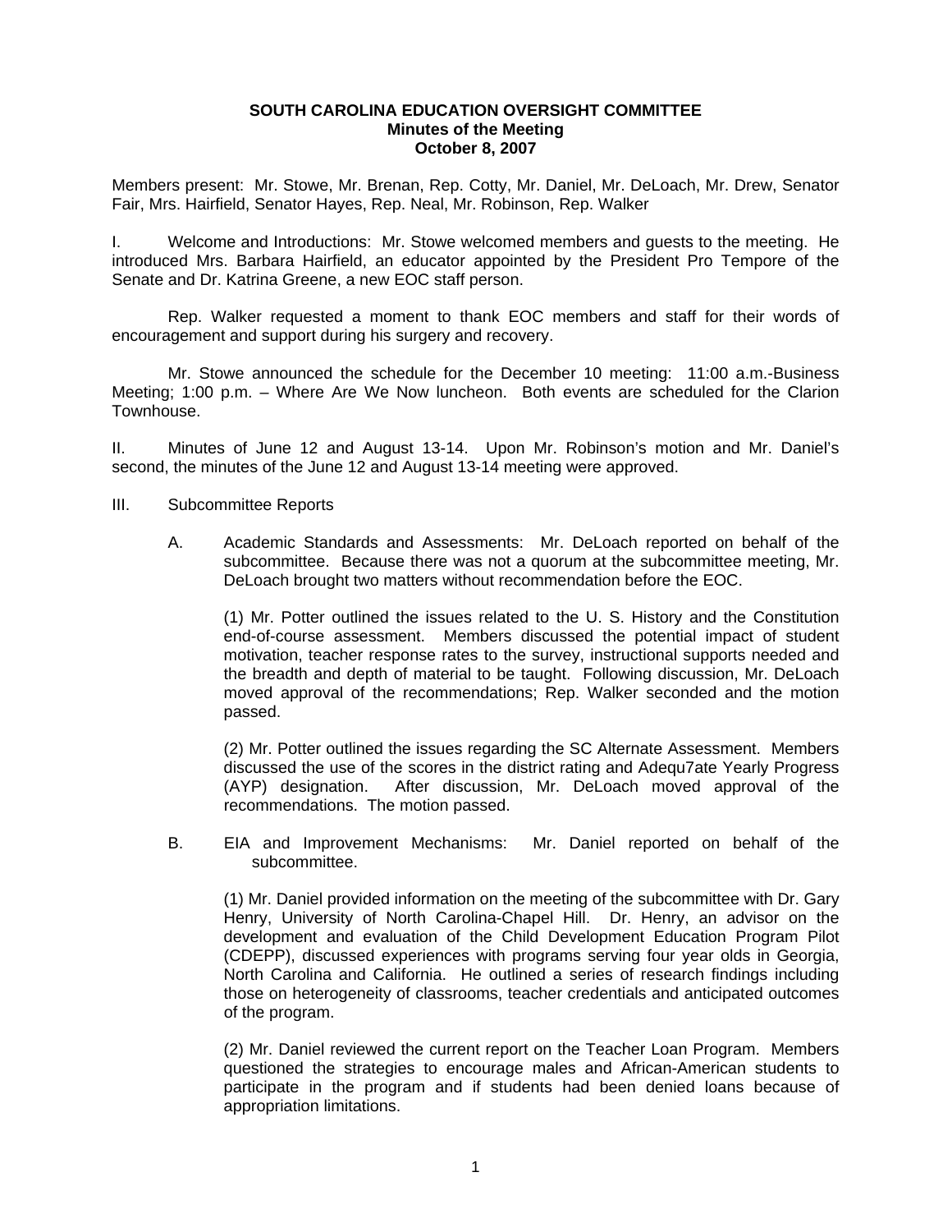**SOUTH CAROLINA EDUCATION OVERSIGHT COMMITTEE**
**Minutes of the Meeting**
**October 8, 2007**

Members present: Mr. Stowe, Mr. Brenan, Rep. Cotty, Mr. Daniel, Mr. DeLoach, Mr. Drew, Senator Fair, Mrs. Hairfield, Senator Hayes, Rep. Neal, Mr. Robinson, Rep. Walker

I. Welcome and Introductions: Mr. Stowe welcomed members and guests to the meeting. He introduced Mrs. Barbara Hairfield, an educator appointed by the President Pro Tempore of the Senate and Dr. Katrina Greene, a new EOC staff person.

Rep. Walker requested a moment to thank EOC members and staff for their words of encouragement and support during his surgery and recovery.

Mr. Stowe announced the schedule for the December 10 meeting: 11:00 a.m.-Business Meeting; 1:00 p.m. – Where Are We Now luncheon. Both events are scheduled for the Clarion Townhouse.

II. Minutes of June 12 and August 13-14. Upon Mr. Robinson's motion and Mr. Daniel's second, the minutes of the June 12 and August 13-14 meeting were approved.

III. Subcommittee Reports

A. Academic Standards and Assessments: Mr. DeLoach reported on behalf of the subcommittee. Because there was not a quorum at the subcommittee meeting, Mr. DeLoach brought two matters without recommendation before the EOC.

(1) Mr. Potter outlined the issues related to the U. S. History and the Constitution end-of-course assessment. Members discussed the potential impact of student motivation, teacher response rates to the survey, instructional supports needed and the breadth and depth of material to be taught. Following discussion, Mr. DeLoach moved approval of the recommendations; Rep. Walker seconded and the motion passed.

(2) Mr. Potter outlined the issues regarding the SC Alternate Assessment. Members discussed the use of the scores in the district rating and Adequ7ate Yearly Progress (AYP) designation. After discussion, Mr. DeLoach moved approval of the recommendations. The motion passed.

B. EIA and Improvement Mechanisms: Mr. Daniel reported on behalf of the subcommittee.

(1) Mr. Daniel provided information on the meeting of the subcommittee with Dr. Gary Henry, University of North Carolina-Chapel Hill. Dr. Henry, an advisor on the development and evaluation of the Child Development Education Program Pilot (CDEPP), discussed experiences with programs serving four year olds in Georgia, North Carolina and California. He outlined a series of research findings including those on heterogeneity of classrooms, teacher credentials and anticipated outcomes of the program.

(2) Mr. Daniel reviewed the current report on the Teacher Loan Program. Members questioned the strategies to encourage males and African-American students to participate in the program and if students had been denied loans because of appropriation limitations.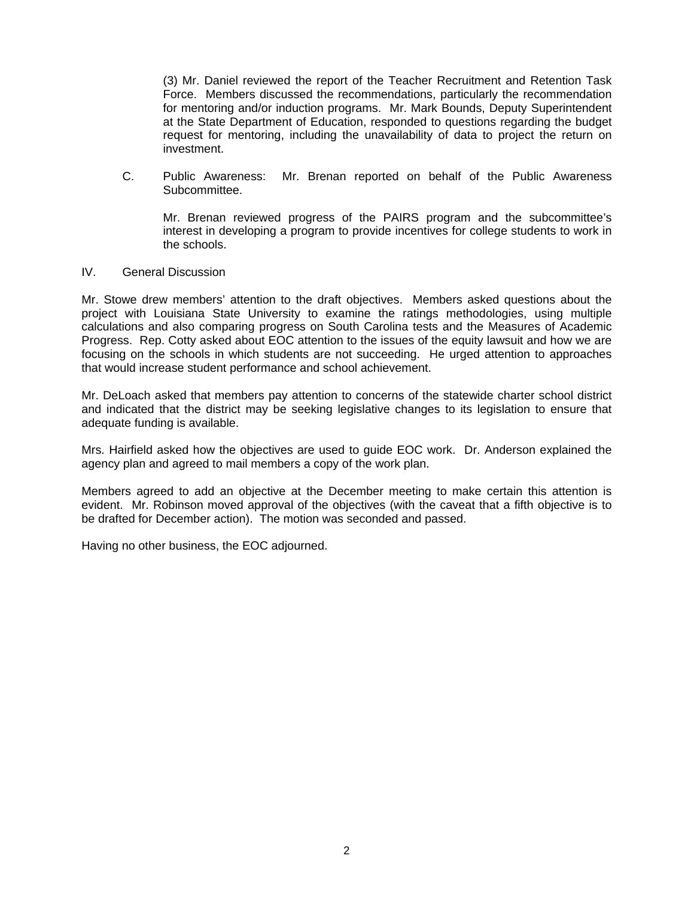(3) Mr. Daniel reviewed the report of the Teacher Recruitment and Retention Task Force. Members discussed the recommendations, particularly the recommendation for mentoring and/or induction programs. Mr. Mark Bounds, Deputy Superintendent at the State Department of Education, responded to questions regarding the budget request for mentoring, including the unavailability of data to project the return on investment.

C. Public Awareness: Mr. Brenan reported on behalf of the Public Awareness Subcommittee.

Mr. Brenan reviewed progress of the PAIRS program and the subcommittee's interest in developing a program to provide incentives for college students to work in the schools.

IV. General Discussion

Mr. Stowe drew members' attention to the draft objectives. Members asked questions about the project with Louisiana State University to examine the ratings methodologies, using multiple calculations and also comparing progress on South Carolina tests and the Measures of Academic Progress. Rep. Cotty asked about EOC attention to the issues of the equity lawsuit and how we are focusing on the schools in which students are not succeeding. He urged attention to approaches that would increase student performance and school achievement.

Mr. DeLoach asked that members pay attention to concerns of the statewide charter school district and indicated that the district may be seeking legislative changes to its legislation to ensure that adequate funding is available.

Mrs. Hairfield asked how the objectives are used to guide EOC work. Dr. Anderson explained the agency plan and agreed to mail members a copy of the work plan.

Members agreed to add an objective at the December meeting to make certain this attention is evident. Mr. Robinson moved approval of the objectives (with the caveat that a fifth objective is to be drafted for December action). The motion was seconded and passed.

Having no other business, the EOC adjourned.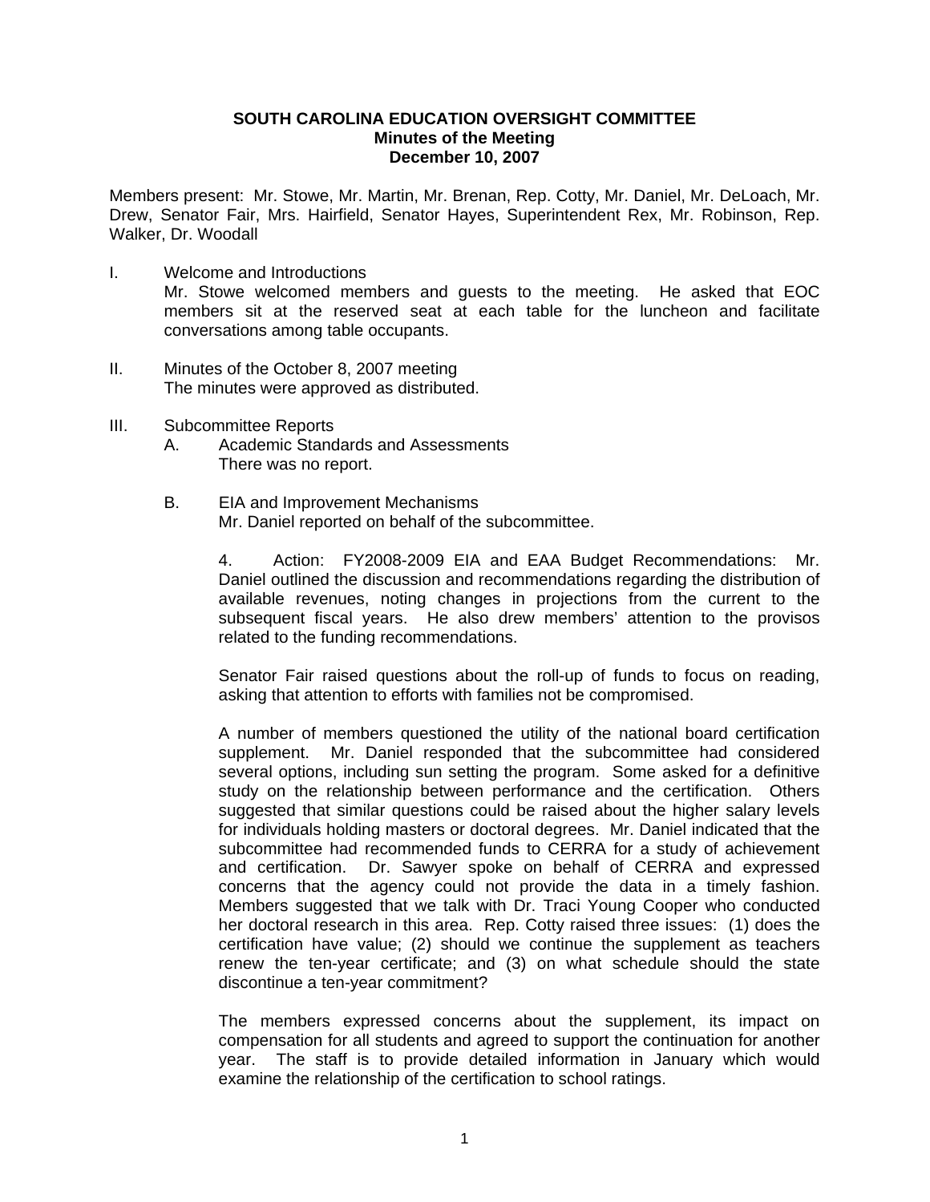**SOUTH CAROLINA EDUCATION OVERSIGHT COMMITTEE**
**Minutes of the Meeting**
**December 10, 2007**

Members present: Mr. Stowe, Mr. Martin, Mr. Brenan, Rep. Cotty, Mr. Daniel, Mr. DeLoach, Mr. Drew, Senator Fair, Mrs. Hairfield, Senator Hayes, Superintendent Rex, Mr. Robinson, Rep. Walker, Dr. Woodall

I. Welcome and Introductions

Mr. Stowe welcomed members and guests to the meeting. He asked that EOC members sit at the reserved seat at each table for the luncheon and facilitate conversations among table occupants.

II. Minutes of the October 8, 2007 meeting

The minutes were approved as distributed.

III. Subcommittee Reports

A. Academic Standards and Assessments

There was no report.

B. EIA and Improvement Mechanisms

Mr. Daniel reported on behalf of the subcommittee.

4. Action: FY2008-2009 EIA and EAA Budget Recommendations: Mr. Daniel outlined the discussion and recommendations regarding the distribution of available revenues, noting changes in projections from the current to the subsequent fiscal years. He also drew members' attention to the provisos related to the funding recommendations.

Senator Fair raised questions about the roll-up of funds to focus on reading, asking that attention to efforts with families not be compromised.

A number of members questioned the utility of the national board certification supplement. Mr. Daniel responded that the subcommittee had considered several options, including sun setting the program. Some asked for a definitive study on the relationship between performance and the certification. Others suggested that similar questions could be raised about the higher salary levels for individuals holding masters or doctoral degrees. Mr. Daniel indicated that the subcommittee had recommended funds to CERRA for a study of achievement and certification. Dr. Sawyer spoke on behalf of CERRA and expressed concerns that the agency could not provide the data in a timely fashion. Members suggested that we talk with Dr. Traci Young Cooper who conducted her doctoral research in this area. Rep. Cotty raised three issues: (1) does the certification have value; (2) should we continue the supplement as teachers renew the ten-year certificate; and (3) on what schedule should the state discontinue a ten-year commitment?

The members expressed concerns about the supplement, its impact on compensation for all students and agreed to support the continuation for another year. The staff is to provide detailed information in January which would examine the relationship of the certification to school ratings.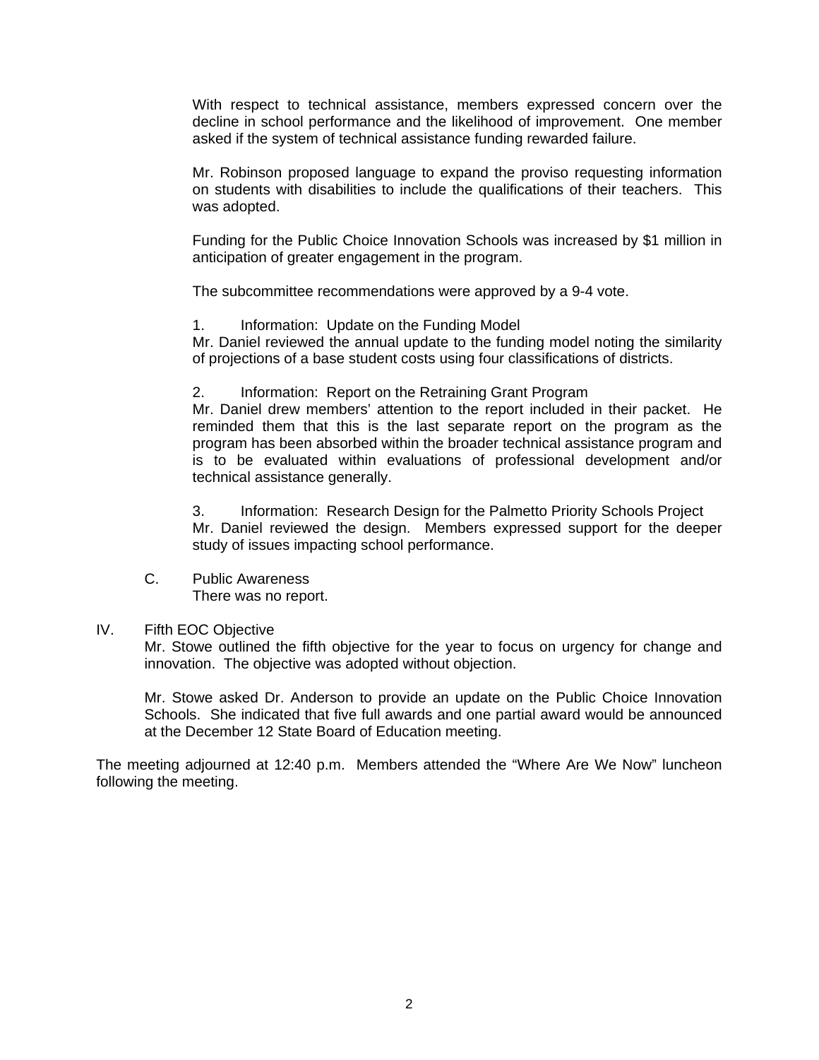With respect to technical assistance, members expressed concern over the decline in school performance and the likelihood of improvement. One member asked if the system of technical assistance funding rewarded failure.

Mr. Robinson proposed language to expand the proviso requesting information on students with disabilities to include the qualifications of their teachers. This was adopted.

Funding for the Public Choice Innovation Schools was increased by $1 million in anticipation of greater engagement in the program.

The subcommittee recommendations were approved by a 9-4 vote.

1. Information: Update on the Funding Model
Mr. Daniel reviewed the annual update to the funding model noting the similarity of projections of a base student costs using four classifications of districts.

2. Information: Report on the Retraining Grant Program
Mr. Daniel drew members' attention to the report included in their packet. He reminded them that this is the last separate report on the program as the program has been absorbed within the broader technical assistance program and is to be evaluated within evaluations of professional development and/or technical assistance generally.

3. Information: Research Design for the Palmetto Priority Schools Project
Mr. Daniel reviewed the design. Members expressed support for the deeper study of issues impacting school performance.

C. Public Awareness
There was no report.

IV. Fifth EOC Objective
Mr. Stowe outlined the fifth objective for the year to focus on urgency for change and innovation. The objective was adopted without objection.

Mr. Stowe asked Dr. Anderson to provide an update on the Public Choice Innovation Schools. She indicated that five full awards and one partial award would be announced at the December 12 State Board of Education meeting.

The meeting adjourned at 12:40 p.m. Members attended the "Where Are We Now" luncheon following the meeting.